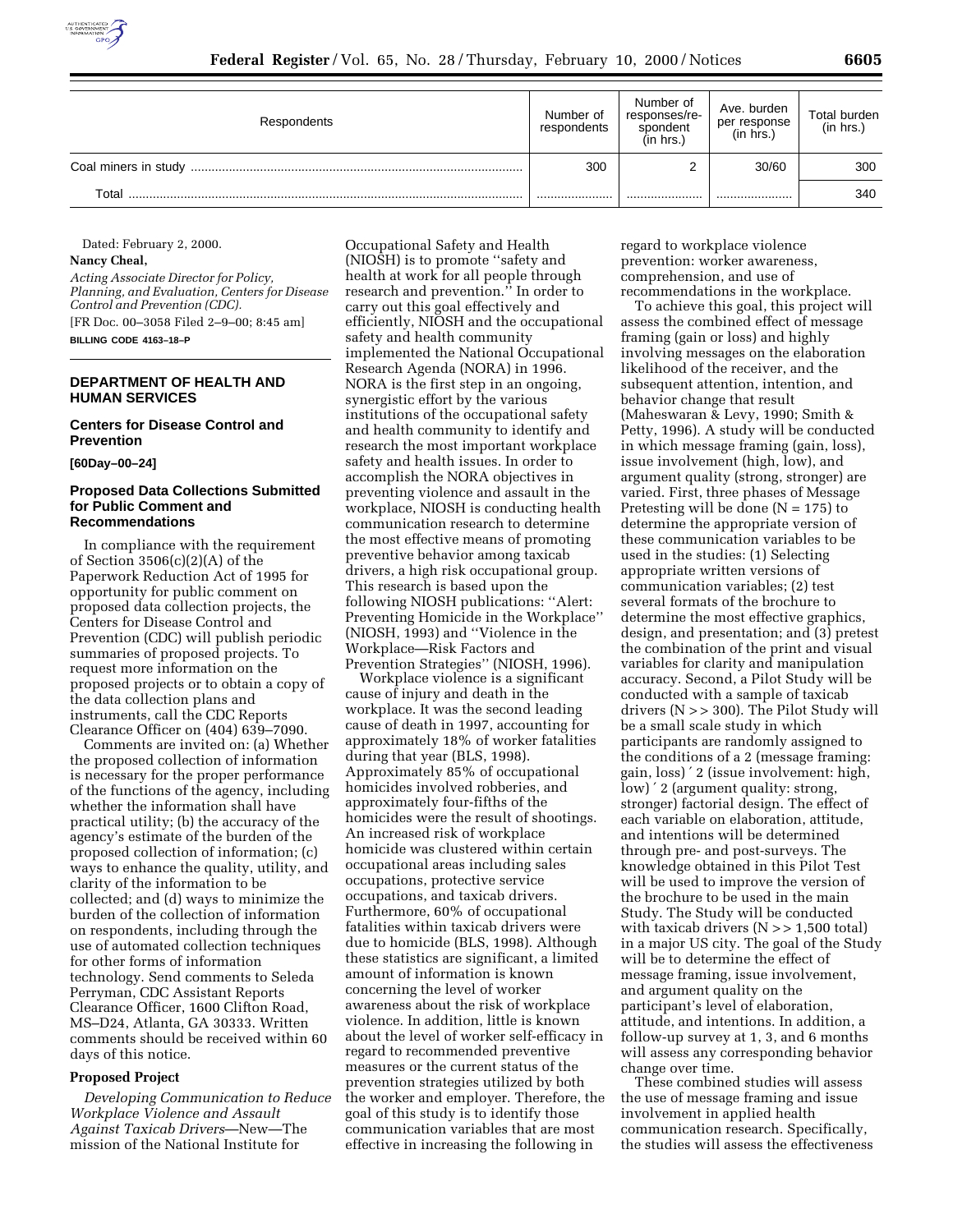| Respondents | Number of respondents | Number of responses/respondent (in hrs.) | Ave. burden per response (in hrs.) | Total burden (in hrs.) |
| --- | --- | --- | --- | --- |
| Coal miners in study | 300 | 2 | 30/60 | 300 |
| Total | | | | 340 |

Dated: February 2, 2000.

**Nancy Cheal,**

*Acting Associate Director for Policy, Planning, and Evaluation, Centers for Disease Control and Prevention (CDC).*

[FR Doc. 00–3058 Filed 2–9–00; 8:45 am]

**BILLING CODE 4163–18–P**

## DEPARTMENT OF HEALTH AND HUMAN SERVICES

### Centers for Disease Control and Prevention

**[60Day–00–24]**

### Proposed Data Collections Submitted for Public Comment and Recommendations

In compliance with the requirement of Section 3506(c)(2)(A) of the Paperwork Reduction Act of 1995 for opportunity for public comment on proposed data collection projects, the Centers for Disease Control and Prevention (CDC) will publish periodic summaries of proposed projects. To request more information on the proposed projects or to obtain a copy of the data collection plans and instruments, call the CDC Reports Clearance Officer on (404) 639–7090.

Comments are invited on: (a) Whether the proposed collection of information is necessary for the proper performance of the functions of the agency, including whether the information shall have practical utility; (b) the accuracy of the agency's estimate of the burden of the proposed collection of information; (c) ways to enhance the quality, utility, and clarity of the information to be collected; and (d) ways to minimize the burden of the collection of information on respondents, including through the use of automated collection techniques for other forms of information technology. Send comments to Seleda Perryman, CDC Assistant Reports Clearance Officer, 1600 Clifton Road, MS–D24, Atlanta, GA 30333. Written comments should be received within 60 days of this notice.

**Proposed Project**

*Developing Communication to Reduce Workplace Violence and Assault Against Taxicab Drivers*—New—The mission of the National Institute for Occupational Safety and Health (NIOSH) is to promote ''safety and health at work for all people through research and prevention.'' In order to carry out this goal effectively and efficiently, NIOSH and the occupational safety and health community implemented the National Occupational Research Agenda (NORA) in 1996. NORA is the first step in an ongoing, synergistic effort by the various institutions of the occupational safety and health community to identify and research the most important workplace safety and health issues. In order to accomplish the NORA objectives in preventing violence and assault in the workplace, NIOSH is conducting health communication research to determine the most effective means of promoting preventive behavior among taxicab drivers, a high risk occupational group. This research is based upon the following NIOSH publications: ''Alert: Preventing Homicide in the Workplace'' (NIOSH, 1993) and ''Violence in the Workplace—Risk Factors and Prevention Strategies'' (NIOSH, 1996).

Workplace violence is a significant cause of injury and death in the workplace. It was the second leading cause of death in 1997, accounting for approximately 18% of worker fatalities during that year (BLS, 1998). Approximately 85% of occupational homicides involved robberies, and approximately four-fifths of the homicides were the result of shootings. An increased risk of workplace homicide was clustered within certain occupational areas including sales occupations, protective service occupations, and taxicab drivers. Furthermore, 60% of occupational fatalities within taxicab drivers were due to homicide (BLS, 1998). Although these statistics are significant, a limited amount of information is known concerning the level of worker awareness about the risk of workplace violence. In addition, little is known about the level of worker self-efficacy in regard to recommended preventive measures or the current status of the prevention strategies utilized by both the worker and employer. Therefore, the goal of this study is to identify those communication variables that are most effective in increasing the following in regard to workplace violence prevention: worker awareness, comprehension, and use of recommendations in the workplace.

To achieve this goal, this project will assess the combined effect of message framing (gain or loss) and highly involving messages on the elaboration likelihood of the receiver, and the subsequent attention, intention, and behavior change that result (Maheswaran & Levy, 1990; Smith & Petty, 1996). A study will be conducted in which message framing (gain, loss), issue involvement (high, low), and argument quality (strong, stronger) are varied. First, three phases of Message Pretesting will be done (N = 175) to determine the appropriate version of these communication variables to be used in the studies: (1) Selecting appropriate written versions of communication variables; (2) test several formats of the brochure to determine the most effective graphics, design, and presentation; and (3) pretest the combination of the print and visual variables for clarity and manipulation accuracy. Second, a Pilot Study will be conducted with a sample of taxicab drivers (N >> 300). The Pilot Study will be a small scale study in which participants are randomly assigned to the conditions of a 2 (message framing: gain, loss) ´ 2 (issue involvement: high, low) ´ 2 (argument quality: strong, stronger) factorial design. The effect of each variable on elaboration, attitude, and intentions will be determined through pre- and post-surveys. The knowledge obtained in this Pilot Test will be used to improve the version of the brochure to be used in the main Study. The Study will be conducted with taxicab drivers (N >> 1,500 total) in a major US city. The goal of the Study will be to determine the effect of message framing, issue involvement, and argument quality on the participant's level of elaboration, attitude, and intentions. In addition, a follow-up survey at 1, 3, and 6 months will assess any corresponding behavior change over time.

These combined studies will assess the use of message framing and issue involvement in applied health communication research. Specifically, the studies will assess the effectiveness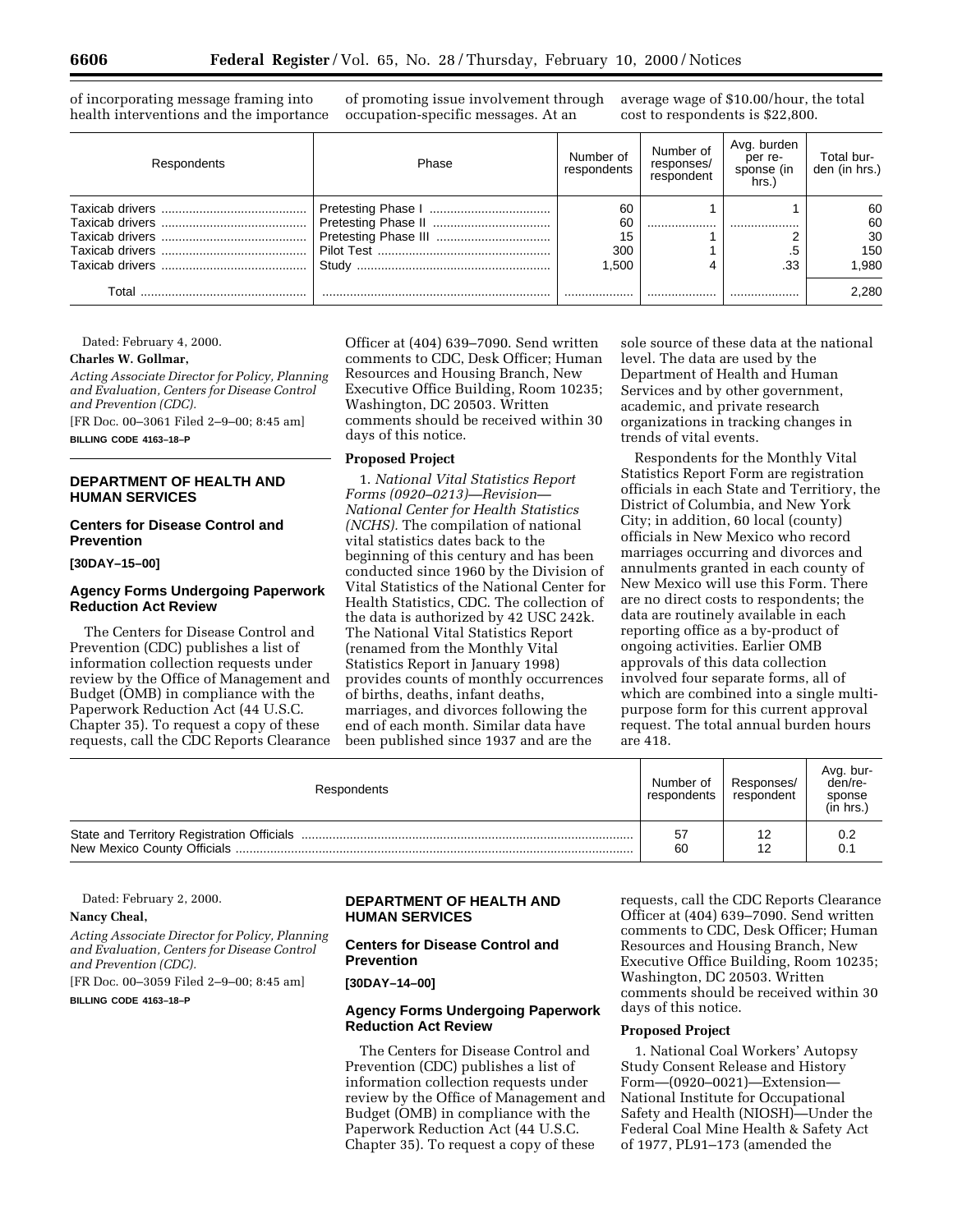of incorporating message framing into health interventions and the importance of promoting issue involvement through occupation-specific messages. At an average wage of $10.00/hour, the total cost to respondents is $22,800.

| Respondents | Phase | Number of respondents | Number of responses/respondent | Avg. burden per response (in hrs.) | Total burden (in hrs.) |
|---|---|---|---|---|---|
| Taxicab drivers | Pretesting Phase I | 60 | 1 | 1 | 60 |
| Taxicab drivers | Pretesting Phase II | 60 | | | 60 |
| Taxicab drivers | Pretesting Phase III | 15 | 1 | 2 | 30 |
| Taxicab drivers | Pilot Test | 300 | 1 | .5 | 150 |
| Taxicab drivers | Study | 1,500 | 4 | .33 | 1,980 |
| Total | | | | | 2,280 |

Dated: February 4, 2000.

**Charles W. Gollmar,**

*Acting Associate Director for Policy, Planning and Evaluation, Centers for Disease Control and Prevention (CDC).*

[FR Doc. 00–3061 Filed 2–9–00; 8:45 am]

**BILLING CODE 4163–18–P**

## DEPARTMENT OF HEALTH AND HUMAN SERVICES

### Centers for Disease Control and Prevention

**[30DAY–15–00]**

### Agency Forms Undergoing Paperwork Reduction Act Review

The Centers for Disease Control and Prevention (CDC) publishes a list of information collection requests under review by the Office of Management and Budget (OMB) in compliance with the Paperwork Reduction Act (44 U.S.C. Chapter 35). To request a copy of these requests, call the CDC Reports Clearance Officer at (404) 639–7090. Send written comments to CDC, Desk Officer; Human Resources and Housing Branch, New Executive Office Building, Room 10235; Washington, DC 20503. Written comments should be received within 30 days of this notice.

**Proposed Project**

1. *National Vital Statistics Report Forms (0920–0213)—Revision—National Center for Health Statistics (NCHS).* The compilation of national vital statistics dates back to the beginning of this century and has been conducted since 1960 by the Division of Vital Statistics of the National Center for Health Statistics, CDC. The collection of the data is authorized by 42 USC 242k. The National Vital Statistics Report (renamed from the Monthly Vital Statistics Report in January 1998) provides counts of monthly occurrences of births, deaths, infant deaths, marriages, and divorces following the end of each month. Similar data have been published since 1937 and are the sole source of these data at the national level. The data are used by the Department of Health and Human Services and by other government, academic, and private research organizations in tracking changes in trends of vital events.

Respondents for the Monthly Vital Statistics Report Form are registration officials in each State and Territiory, the District of Columbia, and New York City; in addition, 60 local (county) officials in New Mexico who record marriages occurring and divorces and annulments granted in each county of New Mexico will use this Form. There are no direct costs to respondents; the data are routinely available in each reporting office as a by-product of ongoing activities. Earlier OMB approvals of this data collection involved four separate forms, all of which are combined into a single multi-purpose form for this current approval request. The total annual burden hours are 418.

| Respondents | Number of respondents | Responses/respondent | Avg. burden/response (in hrs.) |
|---|---|---|---|
| State and Territory Registration Officials | 57 | 12 | 0.2 |
| New Mexico County Officials | 60 | 12 | 0.1 |

Dated: February 2, 2000.

**Nancy Cheal,**

*Acting Associate Director for Policy, Planning and Evaluation, Centers for Disease Control and Prevention (CDC).*

[FR Doc. 00–3059 Filed 2–9–00; 8:45 am]

**BILLING CODE 4163–18–P**

## DEPARTMENT OF HEALTH AND HUMAN SERVICES

### Centers for Disease Control and Prevention

**[30DAY–14–00]**

### Agency Forms Undergoing Paperwork Reduction Act Review

The Centers for Disease Control and Prevention (CDC) publishes a list of information collection requests under review by the Office of Management and Budget (OMB) in compliance with the Paperwork Reduction Act (44 U.S.C. Chapter 35). To request a copy of these requests, call the CDC Reports Clearance Officer at (404) 639–7090. Send written comments to CDC, Desk Officer; Human Resources and Housing Branch, New Executive Office Building, Room 10235; Washington, DC 20503. Written comments should be received within 30 days of this notice.

**Proposed Project**

1. National Coal Workers' Autopsy Study Consent Release and History Form—(0920–0021)—Extension—National Institute for Occupational Safety and Health (NIOSH)—Under the Federal Coal Mine Health & Safety Act of 1977, PL91–173 (amended the